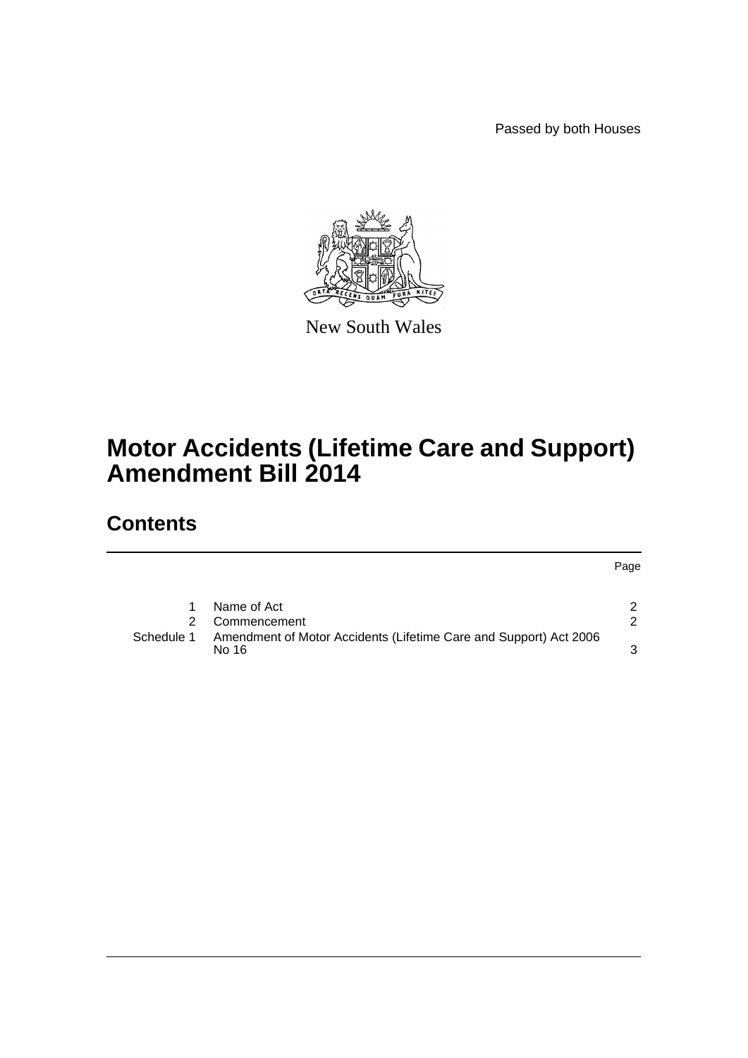Passed by both Houses

New South Wales

# Motor Accidents (Lifetime Care and Support) Amendment Bill 2014

## Contents

| | | Page |
|---|---|---|
| 1 | Name of Act | 2 |
| 2 | Commencement | 2 |
| Schedule 1 | Amendment of Motor Accidents (Lifetime Care and Support) Act 2006 No 16 | 3 |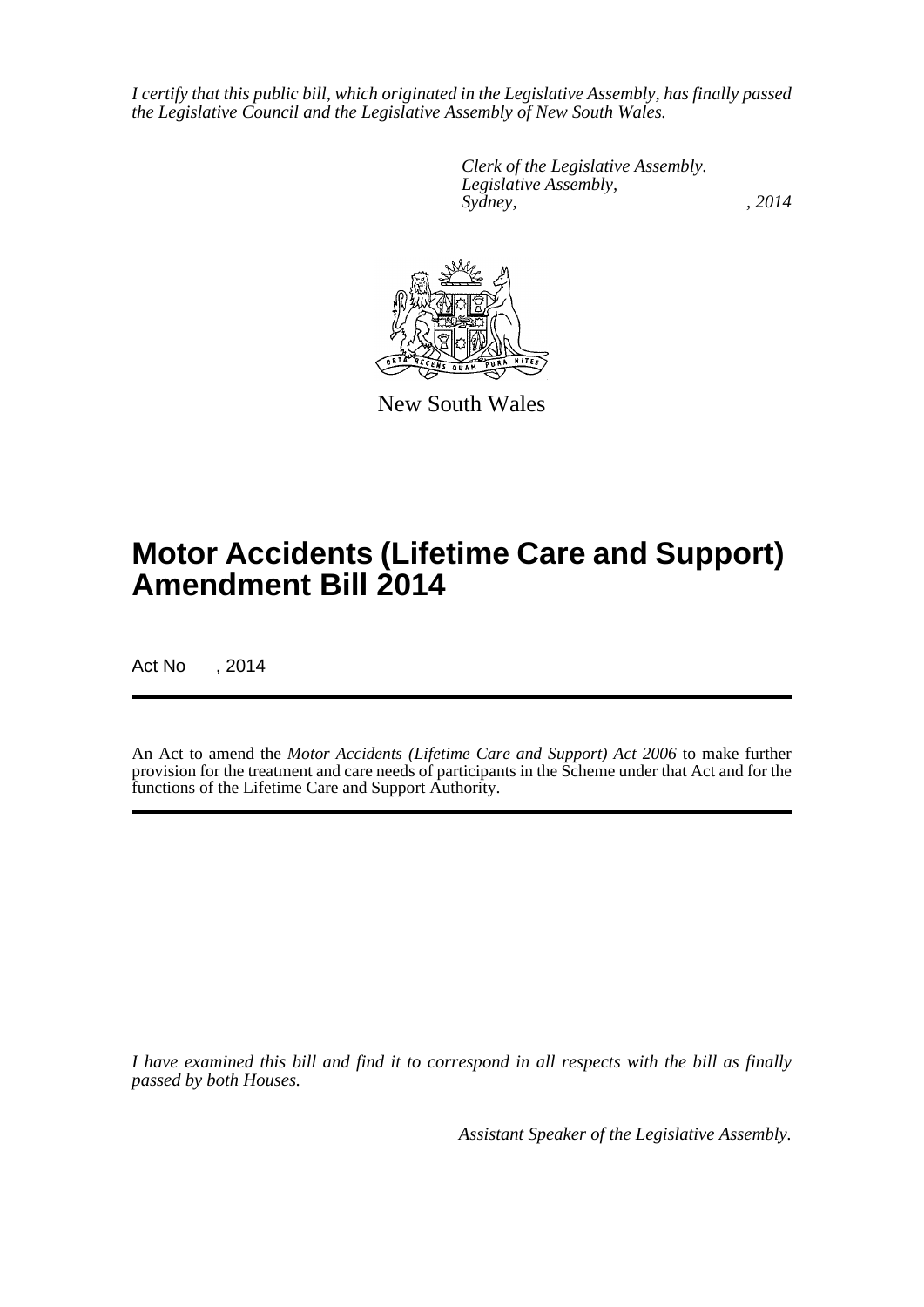*I certify that this public bill, which originated in the Legislative Assembly, has finally passed the Legislative Council and the Legislative Assembly of New South Wales.*

*Clerk of the Legislative Assembly.*
*Legislative Assembly,*
*Sydney, , 2014*

New South Wales

# Motor Accidents (Lifetime Care and Support) Amendment Bill 2014

Act No , 2014

An Act to amend the *Motor Accidents (Lifetime Care and Support) Act 2006* to make further provision for the treatment and care needs of participants in the Scheme under that Act and for the functions of the Lifetime Care and Support Authority.

*I have examined this bill and find it to correspond in all respects with the bill as finally passed by both Houses.*

*Assistant Speaker of the Legislative Assembly.*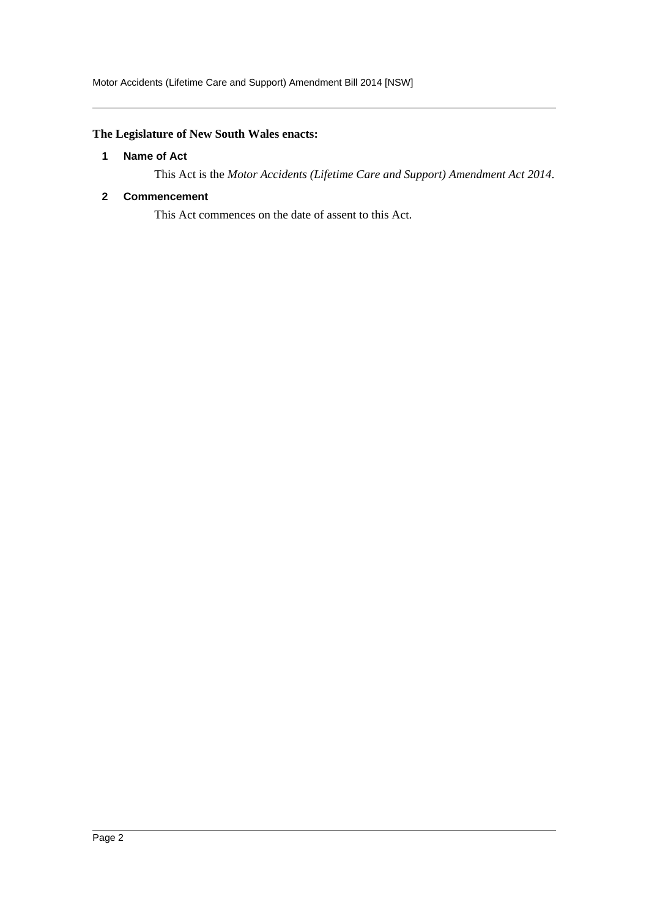**The Legislature of New South Wales enacts:**

## 1 Name of Act

This Act is the *Motor Accidents (Lifetime Care and Support) Amendment Act 2014*.

## 2 Commencement

This Act commences on the date of assent to this Act.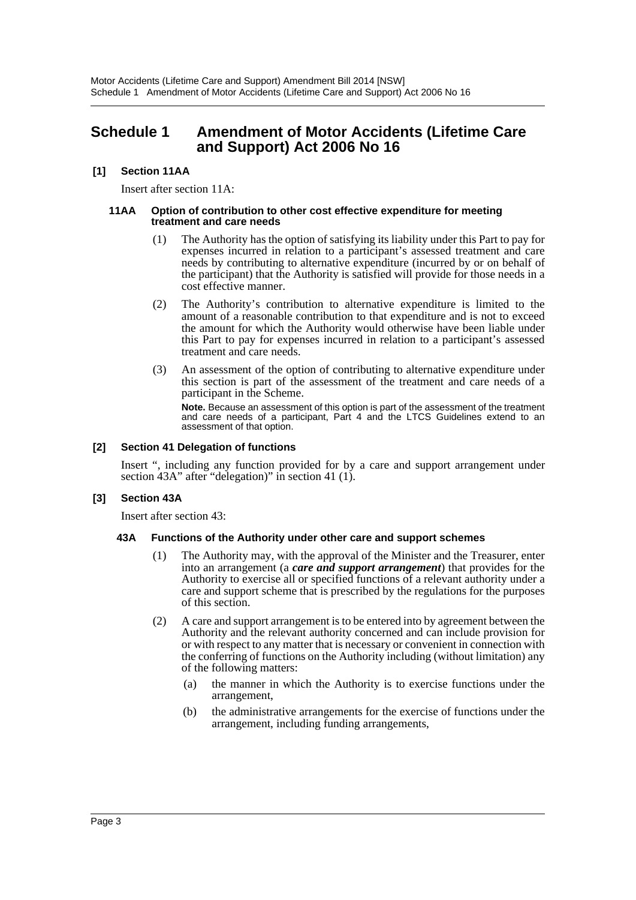# Schedule 1 Amendment of Motor Accidents (Lifetime Care and Support) Act 2006 No 16

**[1] Section 11AA**

Insert after section 11A:

**11AA Option of contribution to other cost effective expenditure for meeting treatment and care needs**

(1) The Authority has the option of satisfying its liability under this Part to pay for expenses incurred in relation to a participant's assessed treatment and care needs by contributing to alternative expenditure (incurred by or on behalf of the participant) that the Authority is satisfied will provide for those needs in a cost effective manner.

(2) The Authority's contribution to alternative expenditure is limited to the amount of a reasonable contribution to that expenditure and is not to exceed the amount for which the Authority would otherwise have been liable under this Part to pay for expenses incurred in relation to a participant's assessed treatment and care needs.

(3) An assessment of the option of contributing to alternative expenditure under this section is part of the assessment of the treatment and care needs of a participant in the Scheme.

**Note.** Because an assessment of this option is part of the assessment of the treatment and care needs of a participant, Part 4 and the LTCS Guidelines extend to an assessment of that option.

**[2] Section 41 Delegation of functions**

Insert ", including any function provided for by a care and support arrangement under section 43A" after "delegation)" in section 41 (1).

**[3] Section 43A**

Insert after section 43:

**43A Functions of the Authority under other care and support schemes**

(1) The Authority may, with the approval of the Minister and the Treasurer, enter into an arrangement (a ***care and support arrangement***) that provides for the Authority to exercise all or specified functions of a relevant authority under a care and support scheme that is prescribed by the regulations for the purposes of this section.

(2) A care and support arrangement is to be entered into by agreement between the Authority and the relevant authority concerned and can include provision for or with respect to any matter that is necessary or convenient in connection with the conferring of functions on the Authority including (without limitation) any of the following matters:

(a) the manner in which the Authority is to exercise functions under the arrangement,

(b) the administrative arrangements for the exercise of functions under the arrangement, including funding arrangements,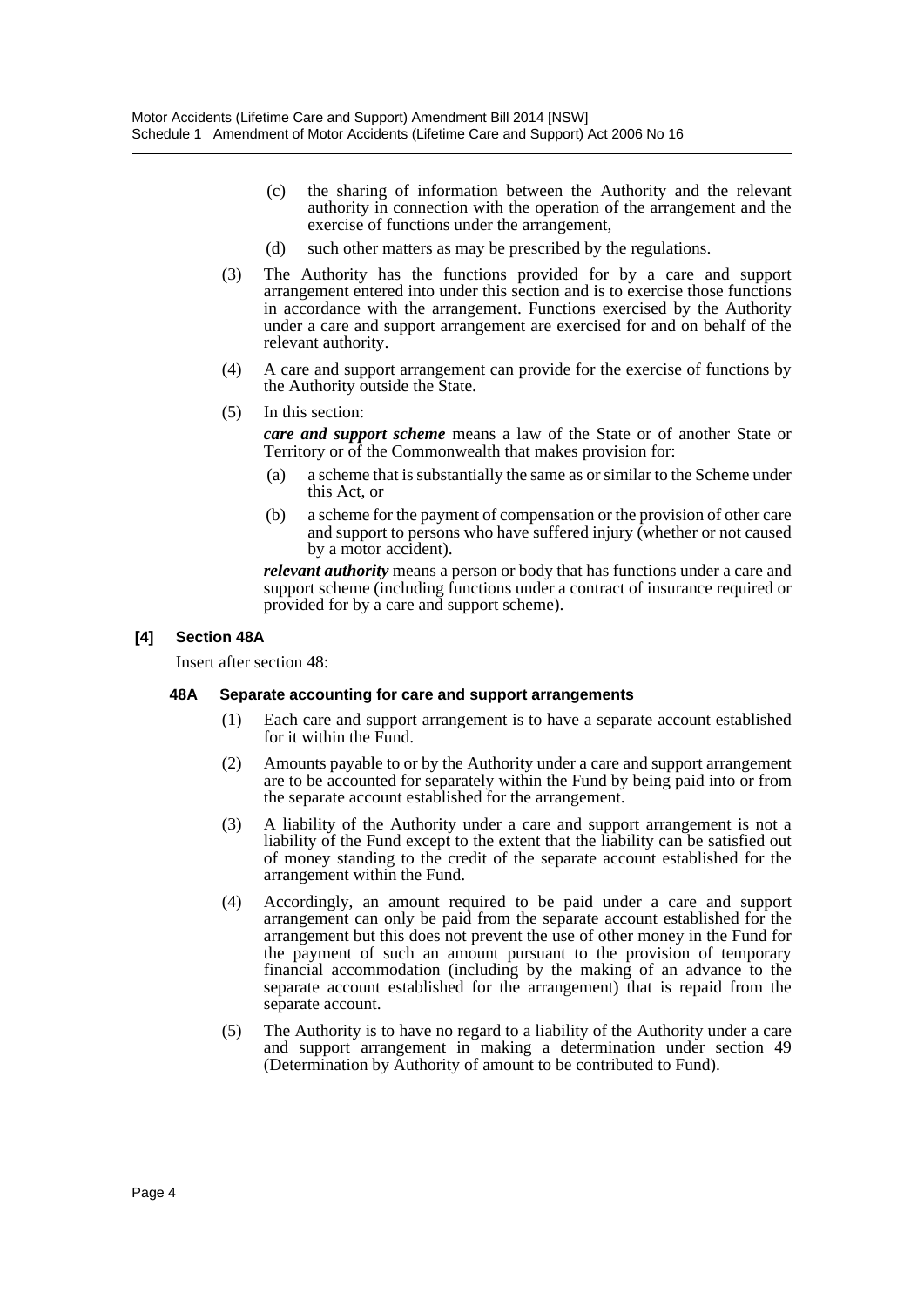(c) the sharing of information between the Authority and the relevant authority in connection with the operation of the arrangement and the exercise of functions under the arrangement,

(d) such other matters as may be prescribed by the regulations.

(3) The Authority has the functions provided for by a care and support arrangement entered into under this section and is to exercise those functions in accordance with the arrangement. Functions exercised by the Authority under a care and support arrangement are exercised for and on behalf of the relevant authority.

(4) A care and support arrangement can provide for the exercise of functions by the Authority outside the State.

(5) In this section:

***care and support scheme*** means a law of the State or of another State or Territory or of the Commonwealth that makes provision for:

(a) a scheme that is substantially the same as or similar to the Scheme under this Act, or

(b) a scheme for the payment of compensation or the provision of other care and support to persons who have suffered injury (whether or not caused by a motor accident).

***relevant authority*** means a person or body that has functions under a care and support scheme (including functions under a contract of insurance required or provided for by a care and support scheme).

**[4] Section 48A**

Insert after section 48:

**48A Separate accounting for care and support arrangements**

(1) Each care and support arrangement is to have a separate account established for it within the Fund.

(2) Amounts payable to or by the Authority under a care and support arrangement are to be accounted for separately within the Fund by being paid into or from the separate account established for the arrangement.

(3) A liability of the Authority under a care and support arrangement is not a liability of the Fund except to the extent that the liability can be satisfied out of money standing to the credit of the separate account established for the arrangement within the Fund.

(4) Accordingly, an amount required to be paid under a care and support arrangement can only be paid from the separate account established for the arrangement but this does not prevent the use of other money in the Fund for the payment of such an amount pursuant to the provision of temporary financial accommodation (including by the making of an advance to the separate account established for the arrangement) that is repaid from the separate account.

(5) The Authority is to have no regard to a liability of the Authority under a care and support arrangement in making a determination under section 49 (Determination by Authority of amount to be contributed to Fund).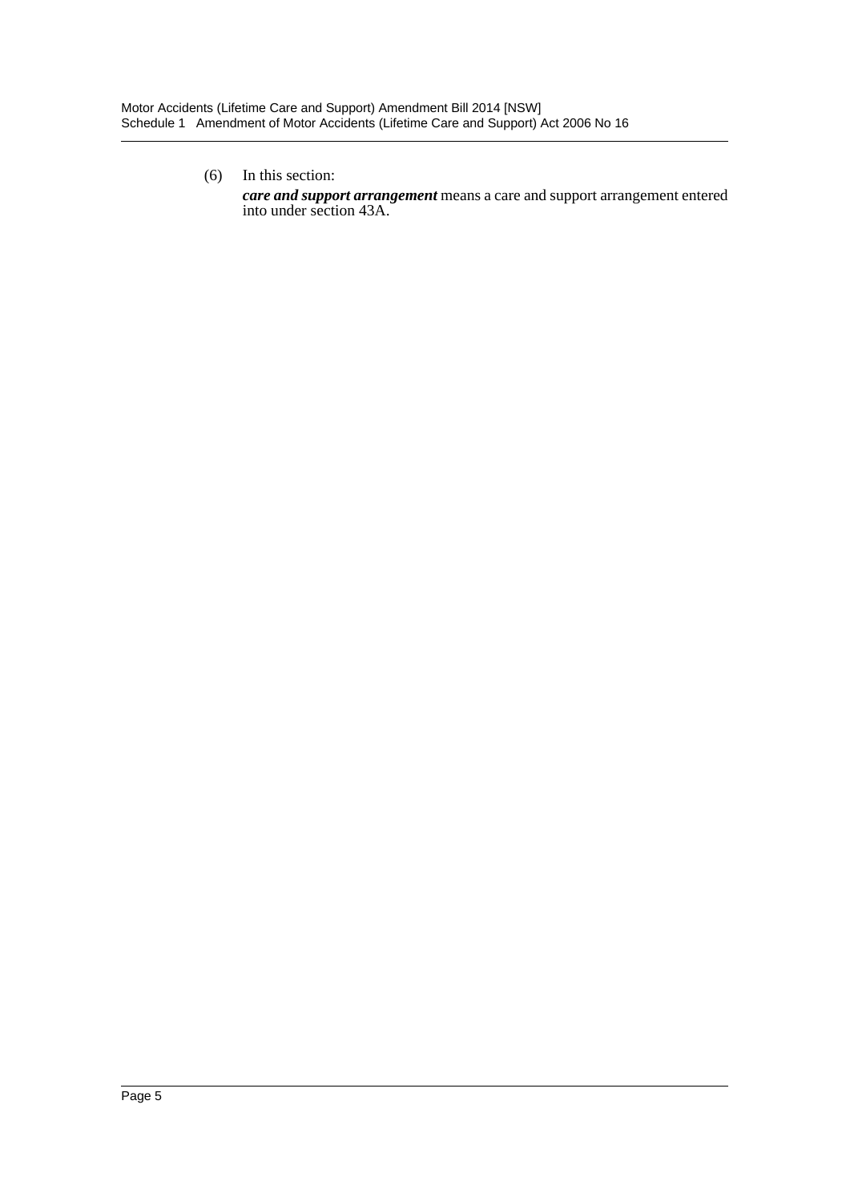(6) In this section:

***care and support arrangement*** means a care and support arrangement entered into under section 43A.